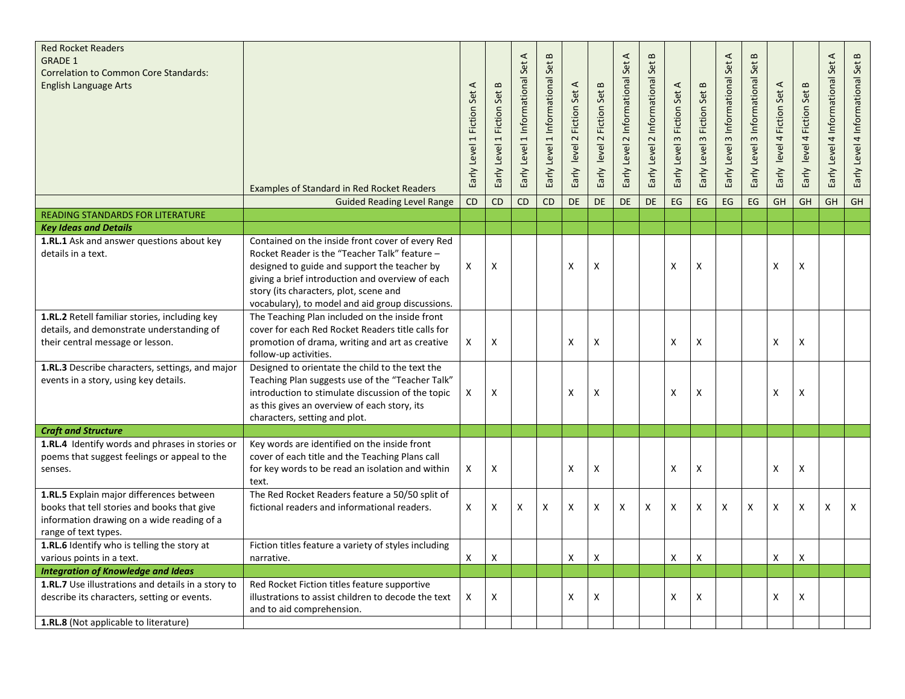| Red Rocket Readers<br>GRADE 1<br>Correlation to Common Core Standards:<br>English Language Arts | Examples of Standard in Red Rocket Readers | Early Level 1 Fiction Set A | Early Level 1 Fiction Set B | Early Level 1 Informational Set A | Early Level 1 Informational Set B | Early level 2 Fiction Set A | Early level 2 Fiction Set B | Early Level 2 Informational Set A | Early Level 2 Informational Set B | Early Level 3 Fiction Set A | Early Level 3 Fiction Set B | Early Level 3 Informational Set A | Early Level 3 Informational Set B | Early level 4 Fiction Set A | Early level 4 Fiction Set B | Early Level 4 Informational Set A | Early Level 4 Informational Set B |
|---|---|---|---|---|---|---|---|---|---|---|---|---|---|---|---|---|---|
| | Guided Reading Level Range | CD | CD | CD | CD | DE | DE | DE | DE | EG | EG | EG | EG | GH | GH | GH | GH |
| READING STANDARDS FOR LITERATURE | | | | | | | | | | | | | | | | | |
| ***Key Ideas and Details*** | | | | | | | | | | | | | | | | | |
| **1.RL.1** Ask and answer questions about key details in a text. | Contained on the inside front cover of every Red Rocket Reader is the "Teacher Talk" feature – designed to guide and support the teacher by giving a brief introduction and overview of each story (its characters, plot, scene and vocabulary), to model and aid group discussions. | X | X | | | X | X | | | X | X | | | X | X | | |
| **1.RL.2** Retell familiar stories, including key details, and demonstrate understanding of their central message or lesson. | The Teaching Plan included on the inside front cover for each Red Rocket Readers title calls for promotion of drama, writing and art as creative follow-up activities. | X | X | | | X | X | | | X | X | | | X | X | | |
| **1.RL.3** Describe characters, settings, and major events in a story, using key details. | Designed to orientate the child to the text the Teaching Plan suggests use of the "Teacher Talk" introduction to stimulate discussion of the topic as this gives an overview of each story, its characters, setting and plot. | X | X | | | X | X | | | X | X | | | X | X | | |
| ***Craft and Structure*** | | | | | | | | | | | | | | | | | |
| **1.RL.4** Identify words and phrases in stories or poems that suggest feelings or appeal to the senses. | Key words are identified on the inside front cover of each title and the Teaching Plans call for key words to be read an isolation and within text. | X | X | | | X | X | | | X | X | | | X | X | | |
| **1.RL.5** Explain major differences between books that tell stories and books that give information drawing on a wide reading of a range of text types. | The Red Rocket Readers feature a 50/50 split of fictional readers and informational readers. | X | X | X | X | X | X | X | X | X | X | X | X | X | X | X | X |
| **1.RL.6** Identify who is telling the story at various points in a text. | Fiction titles feature a variety of styles including narrative. | X | X | | | X | X | | | X | X | | | X | X | | |
| ***Integration of Knowledge and Ideas*** | | | | | | | | | | | | | | | | | |
| **1.RL.7** Use illustrations and details in a story to describe its characters, setting or events. | Red Rocket Fiction titles feature supportive illustrations to assist children to decode the text and to aid comprehension. | X | X | | | X | X | | | X | X | | | X | X | | |
| **1.RL.8** (Not applicable to literature) | | | | | | | | | | | | | | | | | |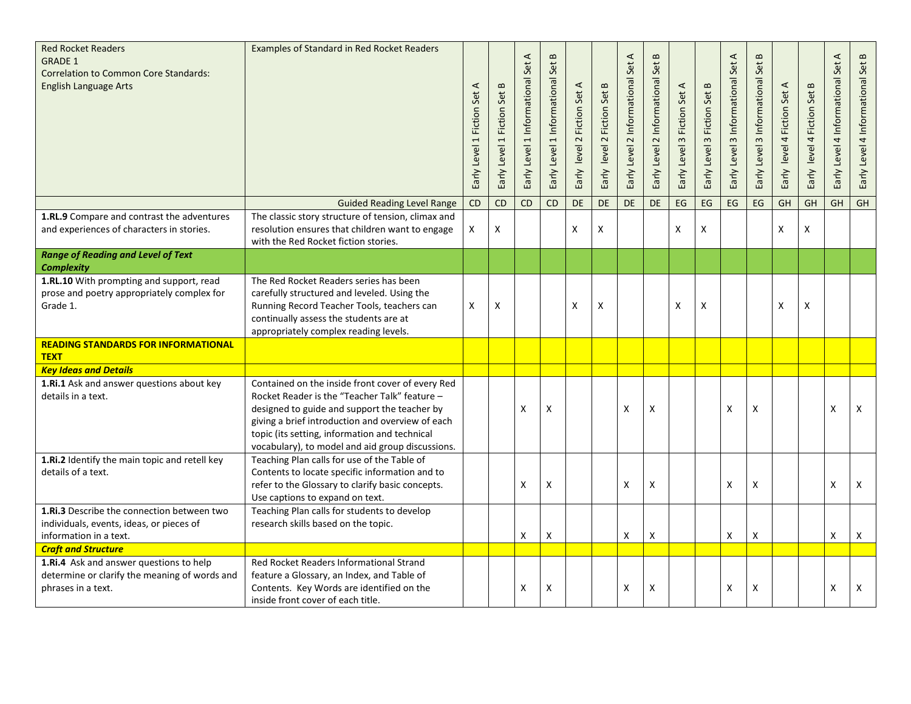| Red Rocket Readers GRADE 1 Correlation to Common Core Standards: English Language Arts | Examples of Standard in Red Rocket Readers | Early Level 1 Fiction Set A | Early Level 1 Fiction Set B | Early Level 1 Informational Set A | Early Level 1 Informational Set B | Early level 2 Fiction Set A | Early level 2 Fiction Set B | Early Level 2 Informational Set A | Early Level 2 Informational Set B | Early Level 3 Fiction Set A | Early Level 3 Fiction Set B | Early Level 3 Informational Set A | Early Level 3 Informational Set B | Early level 4 Fiction Set A | Early level 4 Fiction Set B | Early Level 4 Informational Set A | Early Level 4 Informational Set B |
|---|---|---|---|---|---|---|---|---|---|---|---|---|---|---|---|---|---|
| | Guided Reading Level Range | CD | CD | CD | CD | DE | DE | DE | DE | EG | EG | EG | EG | GH | GH | GH | GH |
| **1.RL.9** Compare and contrast the adventures and experiences of characters in stories. | The classic story structure of tension, climax and resolution ensures that children want to engage with the Red Rocket fiction stories. | X | X | | | X | X | | | X | X | | | X | X | | |
| ***Range of Reading and Level of Text Complexity*** | | | | | | | | | | | | | | | | | |
| **1.RL.10** With prompting and support, read prose and poetry appropriately complex for Grade 1. | The Red Rocket Readers series has been carefully structured and leveled. Using the Running Record Teacher Tools, teachers can continually assess the students are at appropriately complex reading levels. | X | X | | | X | X | | | X | X | | | X | X | | |
| **READING STANDARDS FOR INFORMATIONAL TEXT** | | | | | | | | | | | | | | | | | |
| ***Key Ideas and Details*** | | | | | | | | | | | | | | | | | |
| **1.Ri.1** Ask and answer questions about key details in a text. | Contained on the inside front cover of every Red Rocket Reader is the "Teacher Talk" feature – designed to guide and support the teacher by giving a brief introduction and overview of each topic (its setting, information and technical vocabulary), to model and aid group discussions. | | | X | X | | | X | X | | | X | X | | | X | X |
| **1.Ri.2** Identify the main topic and retell key details of a text. | Teaching Plan calls for use of the Table of Contents to locate specific information and to refer to the Glossary to clarify basic concepts. Use captions to expand on text. | | | X | X | | | X | X | | | X | X | | | X | X |
| **1.Ri.3** Describe the connection between two individuals, events, ideas, or pieces of information in a text. | Teaching Plan calls for students to develop research skills based on the topic. | | | X | X | | | X | X | | | X | X | | | X | X |
| ***Craft and Structure*** | | | | | | | | | | | | | | | | | |
| **1.Ri.4** Ask and answer questions to help determine or clarify the meaning of words and phrases in a text. | Red Rocket Readers Informational Strand feature a Glossary, an Index, and Table of Contents. Key Words are identified on the inside front cover of each title. | | | X | X | | | X | X | | | X | X | | | X | X |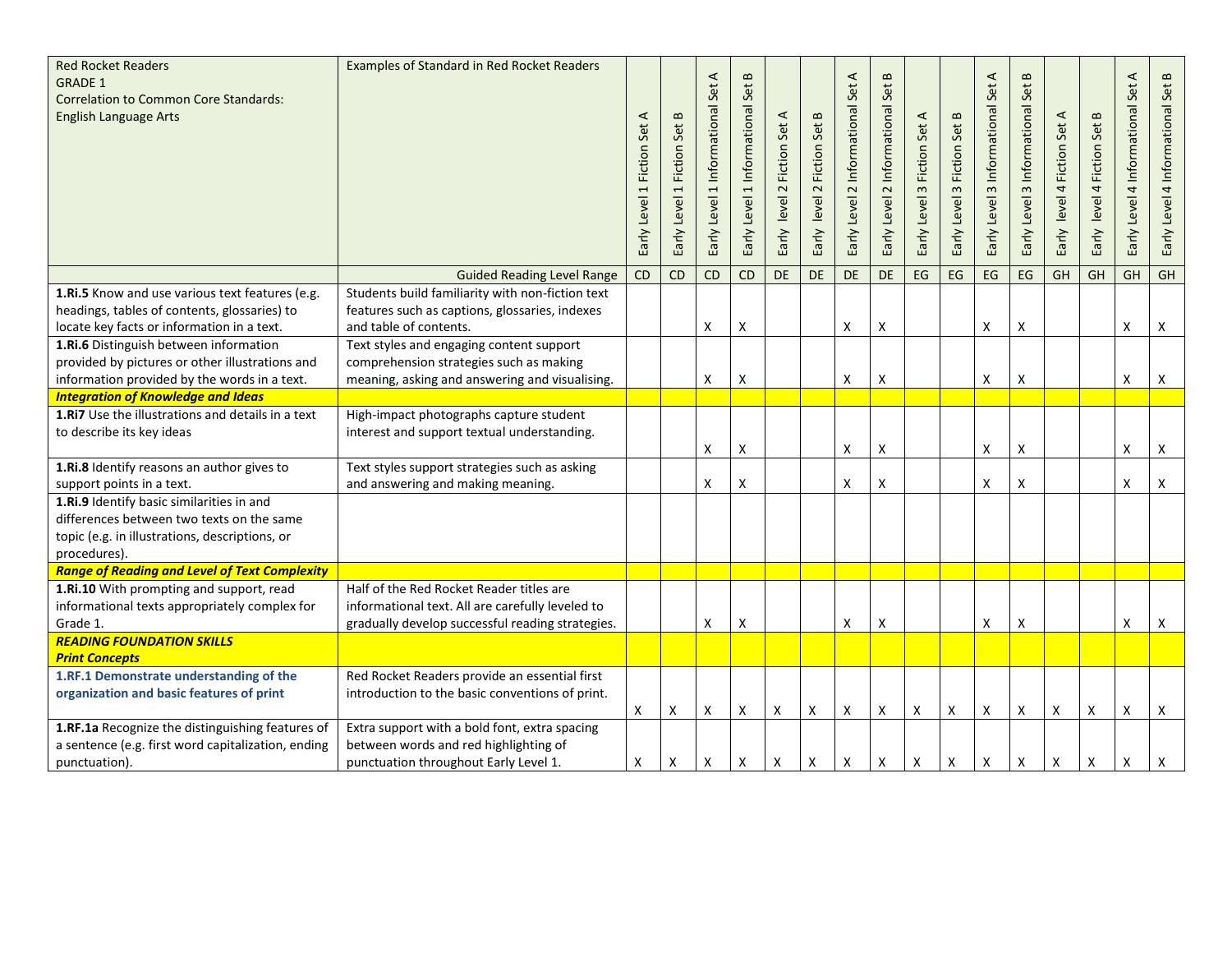| Red Rocket Readers GRADE 1 Correlation to Common Core Standards: English Language Arts | Examples of Standard in Red Rocket Readers | Early Level 1 Fiction Set A | Early Level 1 Fiction Set B | Early Level 1 Informational Set A | Early Level 1 Informational Set B | Early level 2 Fiction Set A | Early level 2 Fiction Set B | Early Level 2 Informational Set A | Early Level 2 Informational Set B | Early Level 3 Fiction Set A | Early Level 3 Fiction Set B | Early Level 3 Informational Set A | Early Level 3 Informational Set B | Early level 4 Fiction Set A | Early level 4 Fiction Set B | Early Level 4 Informational Set A | Early Level 4 Informational Set B |
|---|---|---|---|---|---|---|---|---|---|---|---|---|---|---|---|---|---|
| | Guided Reading Level Range | CD | CD | CD | CD | DE | DE | DE | DE | EG | EG | EG | EG | GH | GH | GH | GH |
| **1.Ri.5** Know and use various text features (e.g. headings, tables of contents, glossaries) to locate key facts or information in a text. | Students build familiarity with non-fiction text features such as captions, glossaries, indexes and table of contents. | | | X | X | | | X | X | | | X | X | | | X | X |
| **1.Ri.6** Distinguish between information provided by pictures or other illustrations and information provided by the words in a text. | Text styles and engaging content support comprehension strategies such as making meaning, asking and answering and visualising. | | | X | X | | | X | X | | | X | X | | | X | X |
| ***Integration of Knowledge and Ideas*** | | | | | | | | | | | | | | | | | |
| **1.Ri7** Use the illustrations and details in a text to describe its key ideas | High-impact photographs capture student interest and support textual understanding. | | | X | X | | | X | X | | | X | X | | | X | X |
| **1.Ri.8** Identify reasons an author gives to support points in a text. | Text styles support strategies such as asking and answering and making meaning. | | | X | X | | | X | X | | | X | X | | | X | X |
| **1.Ri.9** Identify basic similarities in and differences between two texts on the same topic (e.g. in illustrations, descriptions, or procedures). | | | | | | | | | | | | | | | | | |
| ***Range of Reading and Level of Text Complexity*** | | | | | | | | | | | | | | | | | |
| **1.Ri.10** With prompting and support, read informational texts appropriately complex for Grade 1. | Half of the Red Rocket Reader titles are informational text. All are carefully leveled to gradually develop successful reading strategies. | | | X | X | | | X | X | | | X | X | | | X | X |
| ***READING FOUNDATION SKILLS*** ***Print Concepts*** | | | | | | | | | | | | | | | | | |
| **1.RF.1 Demonstrate understanding of the organization and basic features of print** | Red Rocket Readers provide an essential first introduction to the basic conventions of print. | X | X | X | X | X | X | X | X | X | X | X | X | X | X | X | X |
| **1.RF.1a** Recognize the distinguishing features of a sentence (e.g. first word capitalization, ending punctuation). | Extra support with a bold font, extra spacing between words and red highlighting of punctuation throughout Early Level 1. | X | X | X | X | X | X | X | X | X | X | X | X | X | X | X | X |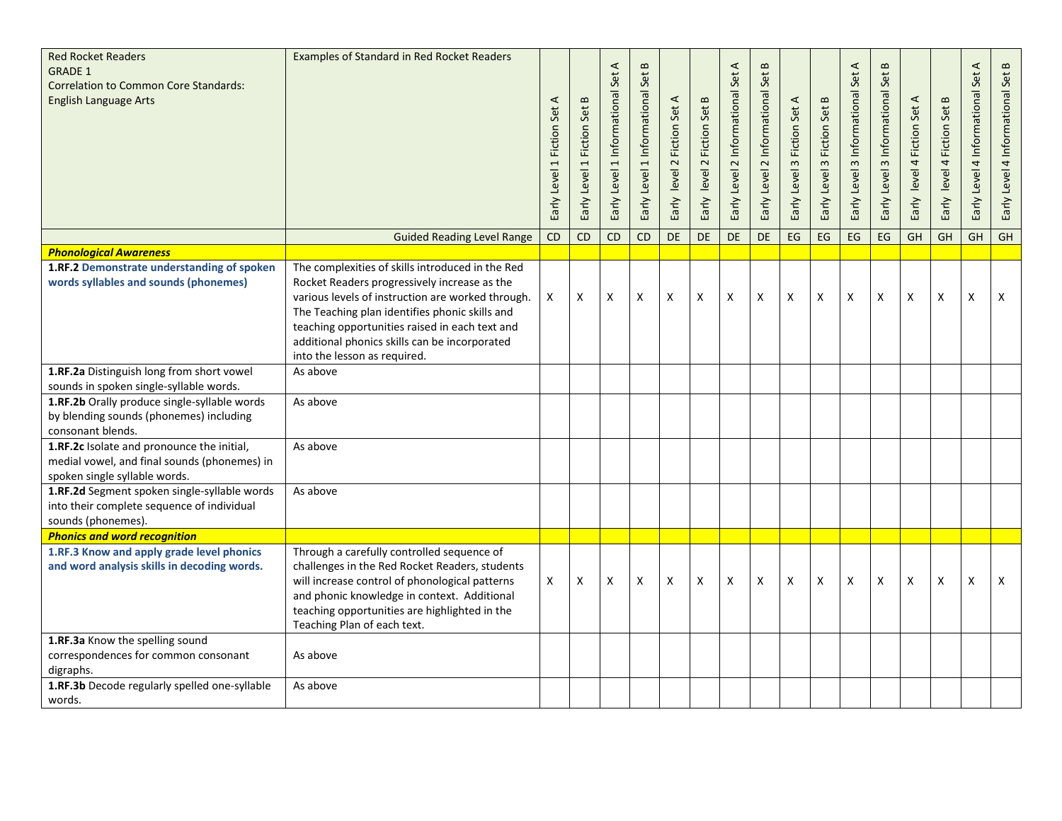| Red Rocket Readers GRADE 1 Correlation to Common Core Standards: English Language Arts | Examples of Standard in Red Rocket Readers | Early Level 1 Fiction Set A | Early Level 1 Fiction Set B | Early Level 1 Informational Set A | Early Level 1 Informational Set B | Early level 2 Fiction Set A | Early level 2 Fiction Set B | Early Level 2 Informational Set A | Early Level 2 Informational Set B | Early Level 3 Fiction Set A | Early Level 3 Fiction Set B | Early Level 3 Informational Set A | Early Level 3 Informational Set B | Early level 4 Fiction Set A | Early level 4 Fiction Set B | Early Level 4 Informational Set A | Early Level 4 Informational Set B |
|---|---|---|---|---|---|---|---|---|---|---|---|---|---|---|---|---|---|
| | Guided Reading Level Range | CD | CD | CD | CD | DE | DE | DE | DE | EG | EG | EG | EG | GH | GH | GH | GH |
| ***Phonological Awareness*** | | | | | | | | | | | | | | | | | |
| **1.RF.2 Demonstrate understanding of spoken words syllables and sounds (phonemes)** | The complexities of skills introduced in the Red Rocket Readers progressively increase as the various levels of instruction are worked through. The Teaching plan identifies phonic skills and teaching opportunities raised in each text and additional phonics skills can be incorporated into the lesson as required. | X | X | X | X | X | X | X | X | X | X | X | X | X | X | X | X |
| **1.RF.2a** Distinguish long from short vowel sounds in spoken single-syllable words. | As above | | | | | | | | | | | | | | | | |
| **1.RF.2b** Orally produce single-syllable words by blending sounds (phonemes) including consonant blends. | As above | | | | | | | | | | | | | | | | |
| **1.RF.2c** Isolate and pronounce the initial, medial vowel, and final sounds (phonemes) in spoken single syllable words. | As above | | | | | | | | | | | | | | | | |
| **1.RF.2d** Segment spoken single-syllable words into their complete sequence of individual sounds (phonemes). | As above | | | | | | | | | | | | | | | | |
| ***Phonics and word recognition*** | | | | | | | | | | | | | | | | | |
| **1.RF.3 Know and apply grade level phonics and word analysis skills in decoding words.** | Through a carefully controlled sequence of challenges in the Red Rocket Readers, students will increase control of phonological patterns and phonic knowledge in context. Additional teaching opportunities are highlighted in the Teaching Plan of each text. | X | X | X | X | X | X | X | X | X | X | X | X | X | X | X | X |
| **1.RF.3a** Know the spelling sound correspondences for common consonant digraphs. | As above | | | | | | | | | | | | | | | | |
| **1.RF.3b** Decode regularly spelled one-syllable words. | As above | | | | | | | | | | | | | | | | |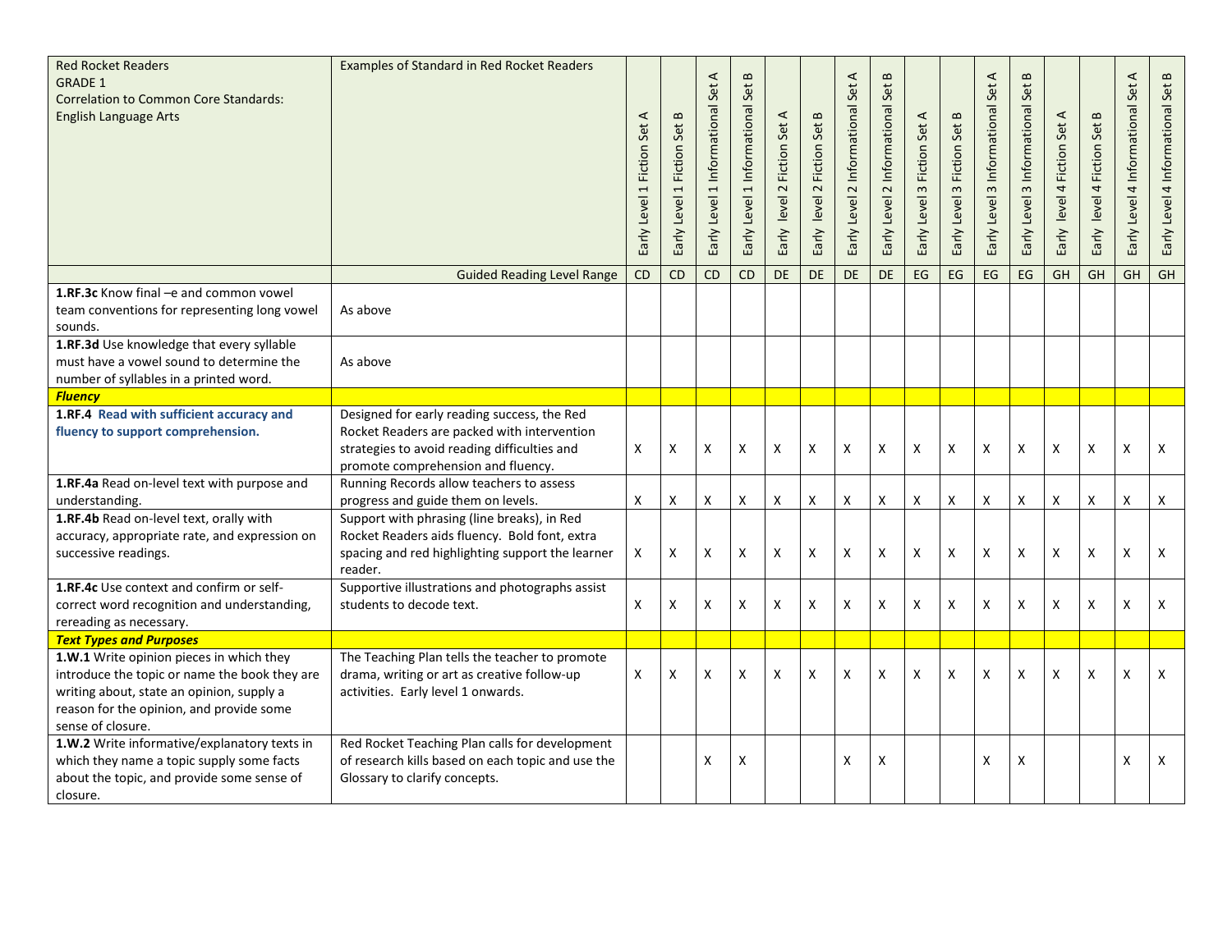| Red Rocket Readers GRADE 1 Correlation to Common Core Standards: English Language Arts | Examples of Standard in Red Rocket Readers | Early Level 1 Fiction Set A | Early Level 1 Fiction Set B | Early Level 1 Informational Set A | Early Level 1 Informational Set B | Early level 2 Fiction Set A | Early level 2 Fiction Set B | Early Level 2 Informational Set A | Early Level 2 Informational Set B | Early Level 3 Fiction Set A | Early Level 3 Fiction Set B | Early Level 3 Informational Set A | Early Level 3 Informational Set B | Early level 4 Fiction Set A | Early level 4 Fiction Set B | Early Level 4 Informational Set A | Early Level 4 Informational Set B |
|---|---|---|---|---|---|---|---|---|---|---|---|---|---|---|---|---|---|
| | Guided Reading Level Range | CD | CD | CD | CD | DE | DE | DE | DE | EG | EG | EG | EG | GH | GH | GH | GH |
| **1.RF.3c** Know final –e and common vowel team conventions for representing long vowel sounds. | As above | | | | | | | | | | | | | | | | |
| **1.RF.3d** Use knowledge that every syllable must have a vowel sound to determine the number of syllables in a printed word. | As above | | | | | | | | | | | | | | | | |
| ***Fluency*** | | | | | | | | | | | | | | | | | |
| **1.RF.4 Read with sufficient accuracy and fluency to support comprehension.** | Designed for early reading success, the Red Rocket Readers are packed with intervention strategies to avoid reading difficulties and promote comprehension and fluency. | X | X | X | X | X | X | X | X | X | X | X | X | X | X | X | X |
| **1.RF.4a** Read on-level text with purpose and understanding. | Running Records allow teachers to assess progress and guide them on levels. | X | X | X | X | X | X | X | X | X | X | X | X | X | X | X | X |
| **1.RF.4b** Read on-level text, orally with accuracy, appropriate rate, and expression on successive readings. | Support with phrasing (line breaks), in Red Rocket Readers aids fluency. Bold font, extra spacing and red highlighting support the learner reader. | X | X | X | X | X | X | X | X | X | X | X | X | X | X | X | X |
| **1.RF.4c** Use context and confirm or self-correct word recognition and understanding, rereading as necessary. | Supportive illustrations and photographs assist students to decode text. | X | X | X | X | X | X | X | X | X | X | X | X | X | X | X | X |
| ***Text Types and Purposes*** | | | | | | | | | | | | | | | | | |
| **1.W.1** Write opinion pieces in which they introduce the topic or name the book they are writing about, state an opinion, supply a reason for the opinion, and provide some sense of closure. | The Teaching Plan tells the teacher to promote drama, writing or art as creative follow-up activities. Early level 1 onwards. | X | X | X | X | X | X | X | X | X | X | X | X | X | X | X | X |
| **1.W.2** Write informative/explanatory texts in which they name a topic supply some facts about the topic, and provide some sense of closure. | Red Rocket Teaching Plan calls for development of research kills based on each topic and use the Glossary to clarify concepts. | | | X | X | | | X | X | | | X | X | | | X | X |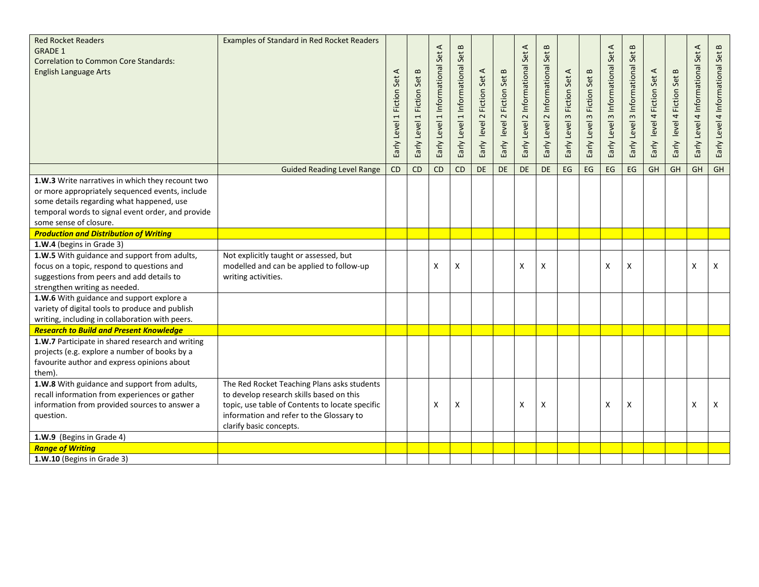| Red Rocket Readers GRADE 1 Correlation to Common Core Standards: English Language Arts | Examples of Standard in Red Rocket Readers | Early Level 1 Fiction Set A | Early Level 1 Fiction Set B | Early Level 1 Informational Set A | Early Level 1 Informational Set B | Early level 2 Fiction Set A | Early level 2 Fiction Set B | Early Level 2 Informational Set A | Early Level 2 Informational Set B | Early Level 3 Fiction Set A | Early Level 3 Fiction Set B | Early Level 3 Informational Set A | Early Level 3 Informational Set B | Early level 4 Fiction Set A | Early level 4 Fiction Set B | Early Level 4 Informational Set A | Early Level 4 Informational Set B |
|---|---|---|---|---|---|---|---|---|---|---|---|---|---|---|---|---|---|
| | Guided Reading Level Range | CD | CD | CD | CD | DE | DE | DE | DE | EG | EG | EG | EG | GH | GH | GH | GH |
| **1.W.3** Write narratives in which they recount two or more appropriately sequenced events, include some details regarding what happened, use temporal words to signal event order, and provide some sense of closure. | | | | | | | | | | | | | | | | | |
| ***Production and Distribution of Writing*** | | | | | | | | | | | | | | | | | |
| **1.W.4** (begins in Grade 3) | | | | | | | | | | | | | | | | | |
| **1.W.5** With guidance and support from adults, focus on a topic, respond to questions and suggestions from peers and add details to strengthen writing as needed. | Not explicitly taught or assessed, but modelled and can be applied to follow-up writing activities. | | | X | X | | | X | X | | | X | X | | | X | X |
| **1.W.6** With guidance and support explore a variety of digital tools to produce and publish writing, including in collaboration with peers. | | | | | | | | | | | | | | | | | |
| ***Research to Build and Present Knowledge*** | | | | | | | | | | | | | | | | | |
| **1.W.7** Participate in shared research and writing projects (e.g. explore a number of books by a favourite author and express opinions about them). | | | | | | | | | | | | | | | | | |
| **1.W.8** With guidance and support from adults, recall information from experiences or gather information from provided sources to answer a question. | The Red Rocket Teaching Plans asks students to develop research skills based on this topic, use table of Contents to locate specific information and refer to the Glossary to clarify basic concepts. | | | X | X | | | X | X | | | X | X | | | X | X |
| **1.W.9** (Begins in Grade 4) | | | | | | | | | | | | | | | | | |
| ***Range of Writing*** | | | | | | | | | | | | | | | | | |
| **1.W.10** (Begins in Grade 3) | | | | | | | | | | | | | | | | | |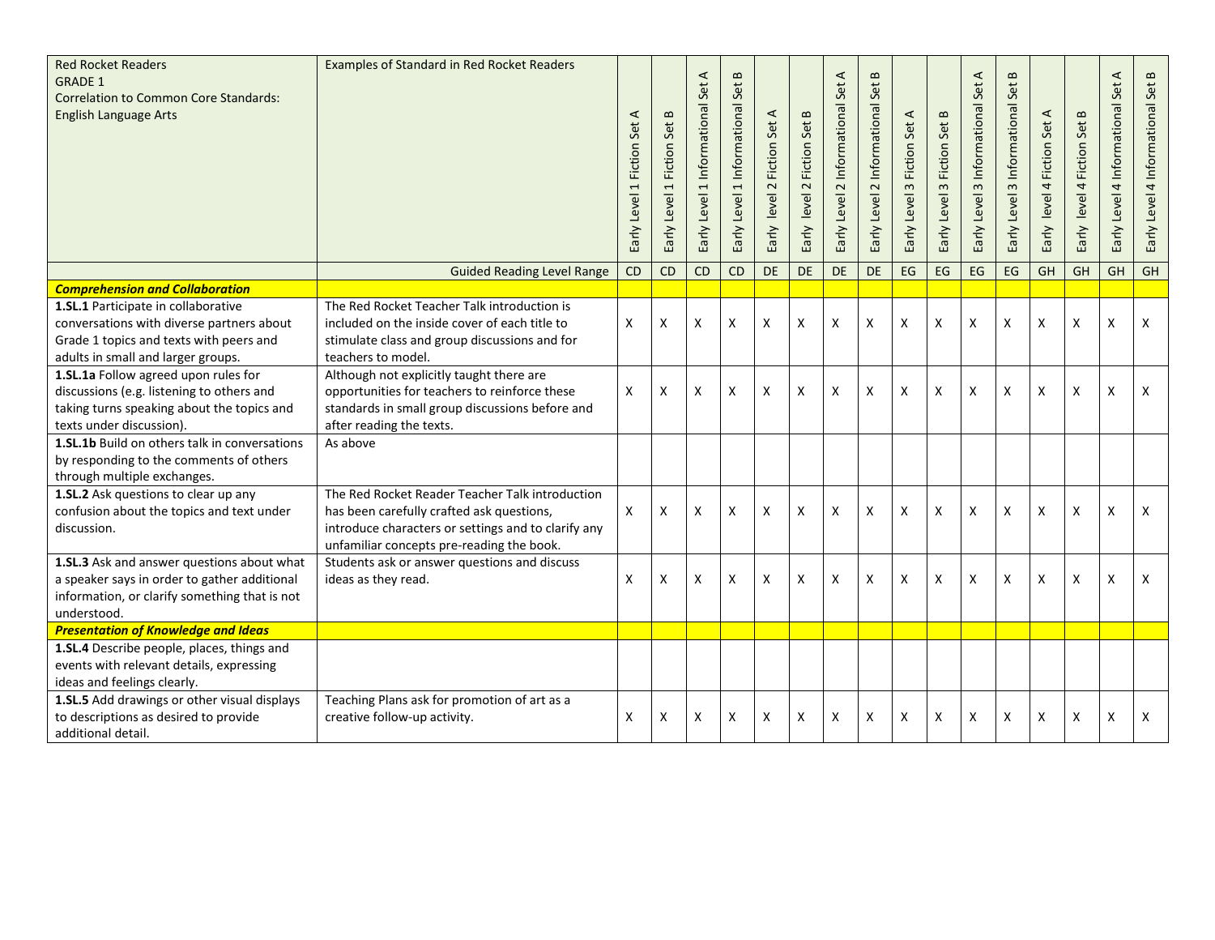| Red Rocket Readers GRADE 1 Correlation to Common Core Standards: English Language Arts | Examples of Standard in Red Rocket Readers | Early Level 1 Fiction Set A | Early Level 1 Fiction Set B | Early Level 1 Informational Set A | Early Level 1 Informational Set B | Early level 2 Fiction Set A | Early level 2 Fiction Set B | Early Level 2 Informational Set A | Early Level 2 Informational Set B | Early Level 3 Fiction Set A | Early Level 3 Fiction Set B | Early Level 3 Informational Set A | Early Level 3 Informational Set B | Early level 4 Fiction Set A | Early level 4 Fiction Set B | Early Level 4 Informational Set A | Early Level 4 Informational Set B |
|---|---|---|---|---|---|---|---|---|---|---|---|---|---|---|---|---|---|
| | Guided Reading Level Range | CD | CD | CD | CD | DE | DE | DE | DE | EG | EG | EG | EG | GH | GH | GH | GH |
| ***Comprehension and Collaboration*** | | | | | | | | | | | | | | | | | |
| **1.SL.1** Participate in collaborative conversations with diverse partners about Grade 1 topics and texts with peers and adults in small and larger groups. | The Red Rocket Teacher Talk introduction is included on the inside cover of each title to stimulate class and group discussions and for teachers to model. | X | X | X | X | X | X | X | X | X | X | X | X | X | X | X | X |
| **1.SL.1a** Follow agreed upon rules for discussions (e.g. listening to others and taking turns speaking about the topics and texts under discussion). | Although not explicitly taught there are opportunities for teachers to reinforce these standards in small group discussions before and after reading the texts. | X | X | X | X | X | X | X | X | X | X | X | X | X | X | X | X |
| **1.SL.1b** Build on others talk in conversations by responding to the comments of others through multiple exchanges. | As above | | | | | | | | | | | | | | | | |
| **1.SL.2** Ask questions to clear up any confusion about the topics and text under discussion. | The Red Rocket Reader Teacher Talk introduction has been carefully crafted ask questions, introduce characters or settings and to clarify any unfamiliar concepts pre-reading the book. | X | X | X | X | X | X | X | X | X | X | X | X | X | X | X | X |
| **1.SL.3** Ask and answer questions about what a speaker says in order to gather additional information, or clarify something that is not understood. | Students ask or answer questions and discuss ideas as they read. | X | X | X | X | X | X | X | X | X | X | X | X | X | X | X | X |
| ***Presentation of Knowledge and Ideas*** | | | | | | | | | | | | | | | | | |
| **1.SL.4** Describe people, places, things and events with relevant details, expressing ideas and feelings clearly. | | | | | | | | | | | | | | | | | |
| **1.SL.5** Add drawings or other visual displays to descriptions as desired to provide additional detail. | Teaching Plans ask for promotion of art as a creative follow-up activity. | X | X | X | X | X | X | X | X | X | X | X | X | X | X | X | X |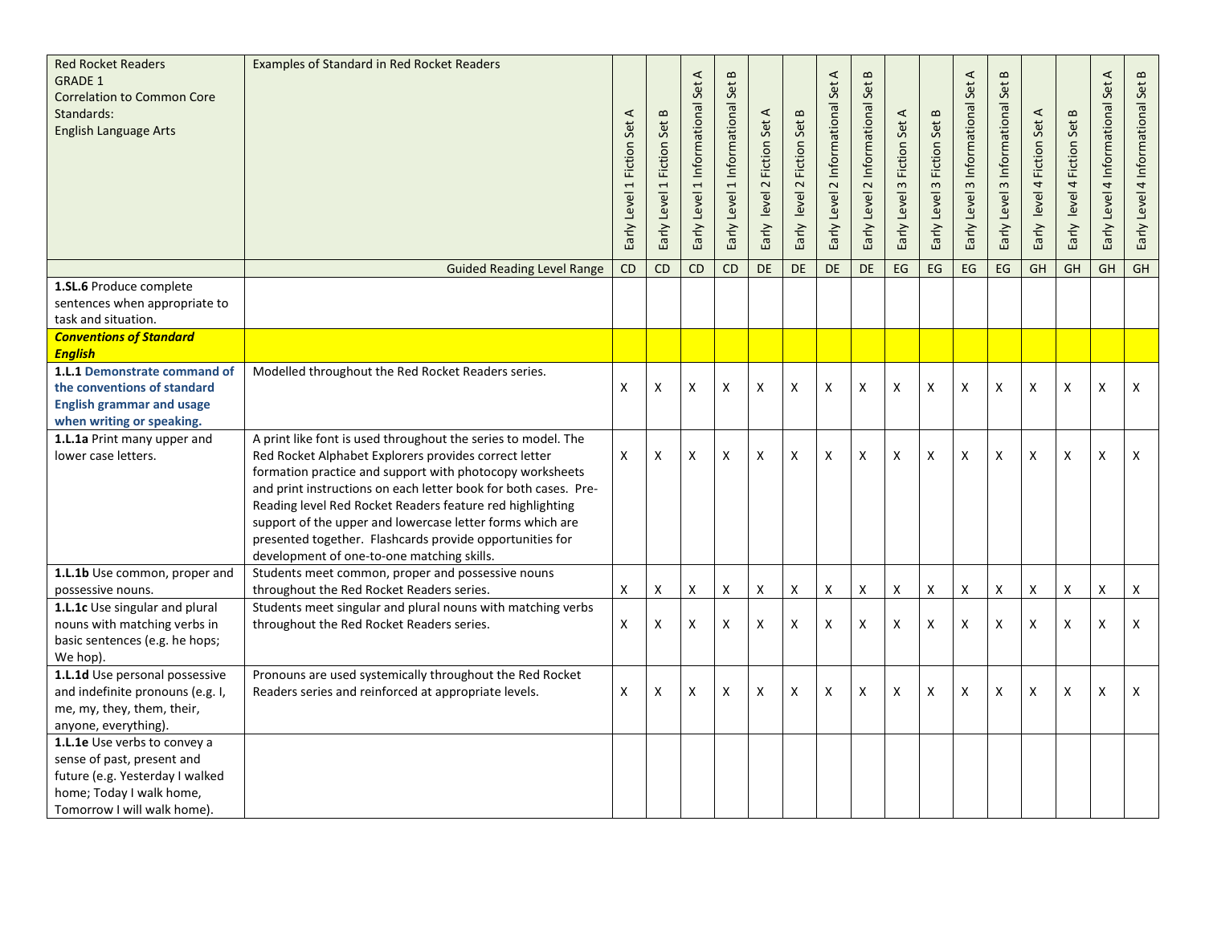| Red Rocket Readers GRADE 1 Correlation to Common Core Standards: English Language Arts | Examples of Standard in Red Rocket Readers | Early Level 1 Fiction Set A | Early Level 1 Fiction Set B | Early Level 1 Informational Set A | Early Level 1 Informational Set B | Early level 2 Fiction Set A | Early level 2 Fiction Set B | Early Level 2 Informational Set A | Early Level 2 Informational Set B | Early Level 3 Fiction Set A | Early Level 3 Fiction Set B | Early Level 3 Informational Set A | Early Level 3 Informational Set B | Early level 4 Fiction Set A | Early level 4 Fiction Set B | Early Level 4 Informational Set A | Early Level 4 Informational Set B |
|---|---|---|---|---|---|---|---|---|---|---|---|---|---|---|---|---|---|
| | Guided Reading Level Range | CD | CD | CD | CD | DE | DE | DE | DE | EG | EG | EG | EG | GH | GH | GH | GH |
| **1.SL.6** Produce complete sentences when appropriate to task and situation. | | | | | | | | | | | | | | | | | |
| ***Conventions of Standard English*** | | | | | | | | | | | | | | | | | |
| **1.L.1 Demonstrate command of the conventions of standard English grammar and usage when writing or speaking.** | Modelled throughout the Red Rocket Readers series. | X | X | X | X | X | X | X | X | X | X | X | X | X | X | X | X |
| **1.L.1a** Print many upper and lower case letters. | A print like font is used throughout the series to model. The Red Rocket Alphabet Explorers provides correct letter formation practice and support with photocopy worksheets and print instructions on each letter book for both cases. Pre-Reading level Red Rocket Readers feature red highlighting support of the upper and lowercase letter forms which are presented together. Flashcards provide opportunities for development of one-to-one matching skills. | X | X | X | X | X | X | X | X | X | X | X | X | X | X | X | X |
| **1.L.1b** Use common, proper and possessive nouns. | Students meet common, proper and possessive nouns throughout the Red Rocket Readers series. | X | X | X | X | X | X | X | X | X | X | X | X | X | X | X | X |
| **1.L.1c** Use singular and plural nouns with matching verbs in basic sentences (e.g. he hops; We hop). | Students meet singular and plural nouns with matching verbs throughout the Red Rocket Readers series. | X | X | X | X | X | X | X | X | X | X | X | X | X | X | X | X |
| **1.L.1d** Use personal possessive and indefinite pronouns (e.g. I, me, my, they, them, their, anyone, everything). | Pronouns are used systemically throughout the Red Rocket Readers series and reinforced at appropriate levels. | X | X | X | X | X | X | X | X | X | X | X | X | X | X | X | X |
| **1.L.1e** Use verbs to convey a sense of past, present and future (e.g. Yesterday I walked home; Today I walk home, Tomorrow I will walk home). | | | | | | | | | | | | | | | | | |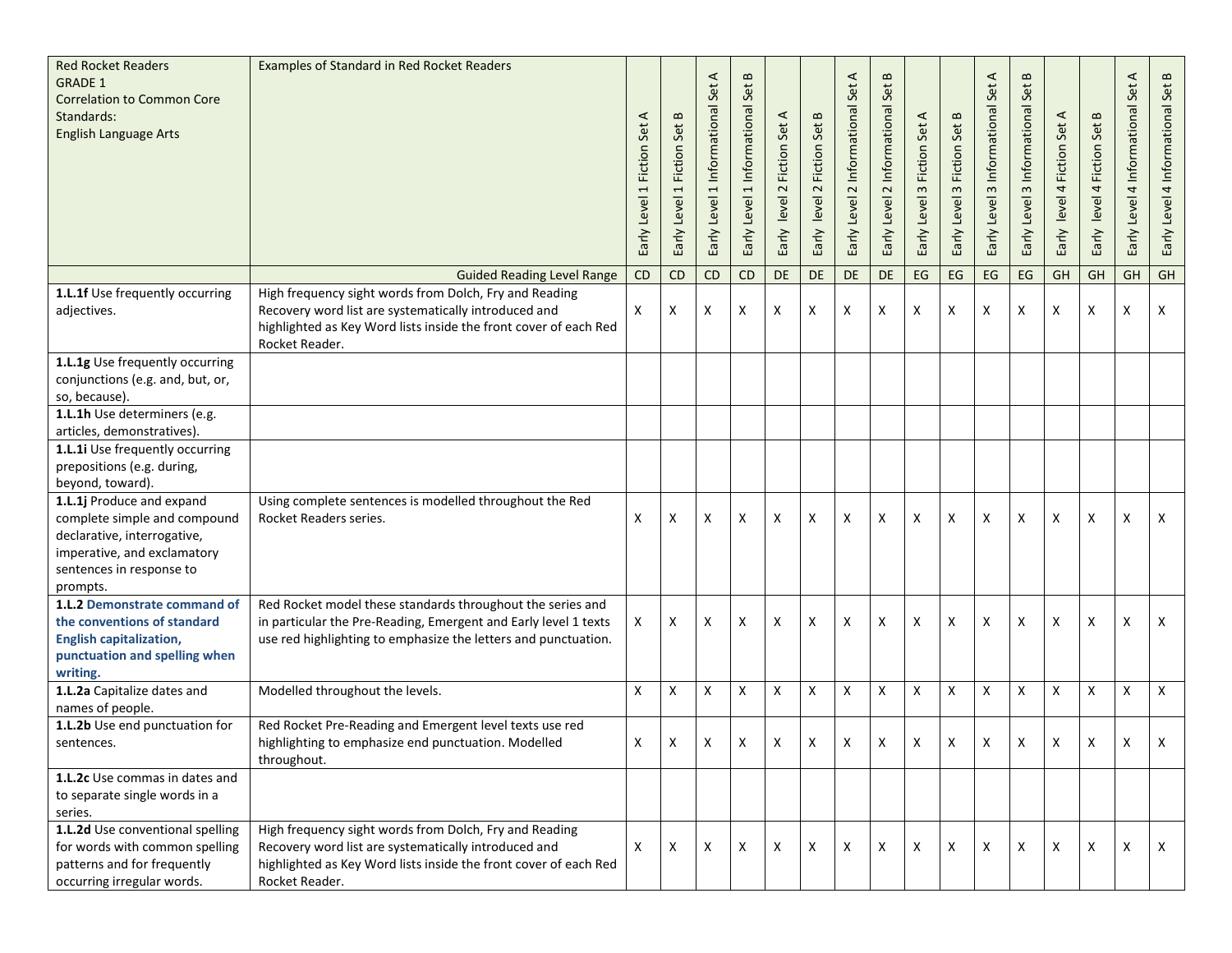| Red Rocket Readers<br>GRADE 1<br>Correlation to Common Core Standards:<br>English Language Arts | Examples of Standard in Red Rocket Readers | Early Level 1 Fiction Set A | Early Level 1 Fiction Set B | Early Level 1 Informational Set A | Early Level 1 Informational Set B | Early level 2 Fiction Set A | Early level 2 Fiction Set B | Early Level 2 Informational Set A | Early Level 2 Informational Set B | Early Level 3 Fiction Set A | Early Level 3 Fiction Set B | Early Level 3 Informational Set A | Early Level 3 Informational Set B | Early level 4 Fiction Set A | Early level 4 Fiction Set B | Early Level 4 Informational Set A | Early Level 4 Informational Set B |
|---|---|---|---|---|---|---|---|---|---|---|---|---|---|---|---|---|---|
| | Guided Reading Level Range | CD | CD | CD | CD | DE | DE | DE | DE | EG | EG | EG | EG | GH | GH | GH | GH |
| **1.L.1f** Use frequently occurring adjectives. | High frequency sight words from Dolch, Fry and Reading Recovery word list are systematically introduced and highlighted as Key Word lists inside the front cover of each Red Rocket Reader. | X | X | X | X | X | X | X | X | X | X | X | X | X | X | X | X |
| **1.L.1g** Use frequently occurring conjunctions (e.g. and, but, or, so, because). | | | | | | | | | | | | | | | | | |
| **1.L.1h** Use determiners (e.g. articles, demonstratives). | | | | | | | | | | | | | | | | | |
| **1.L.1i** Use frequently occurring prepositions (e.g. during, beyond, toward). | | | | | | | | | | | | | | | | | |
| **1.L.1j** Produce and expand complete simple and compound declarative, interrogative, imperative, and exclamatory sentences in response to prompts. | Using complete sentences is modelled throughout the Red Rocket Readers series. | X | X | X | X | X | X | X | X | X | X | X | X | X | X | X | X |
| **1.L.2 Demonstrate command of the conventions of standard English capitalization, punctuation and spelling when writing.** | Red Rocket model these standards throughout the series and in particular the Pre-Reading, Emergent and Early level 1 texts use red highlighting to emphasize the letters and punctuation. | X | X | X | X | X | X | X | X | X | X | X | X | X | X | X | X |
| **1.L.2a** Capitalize dates and names of people. | Modelled throughout the levels. | X | X | X | X | X | X | X | X | X | X | X | X | X | X | X | X |
| **1.L.2b** Use end punctuation for sentences. | Red Rocket Pre-Reading and Emergent level texts use red highlighting to emphasize end punctuation. Modelled throughout. | X | X | X | X | X | X | X | X | X | X | X | X | X | X | X | X |
| **1.L.2c** Use commas in dates and to separate single words in a series. | | | | | | | | | | | | | | | | | |
| **1.L.2d** Use conventional spelling for words with common spelling patterns and for frequently occurring irregular words. | High frequency sight words from Dolch, Fry and Reading Recovery word list are systematically introduced and highlighted as Key Word lists inside the front cover of each Red Rocket Reader. | X | X | X | X | X | X | X | X | X | X | X | X | X | X | X | X |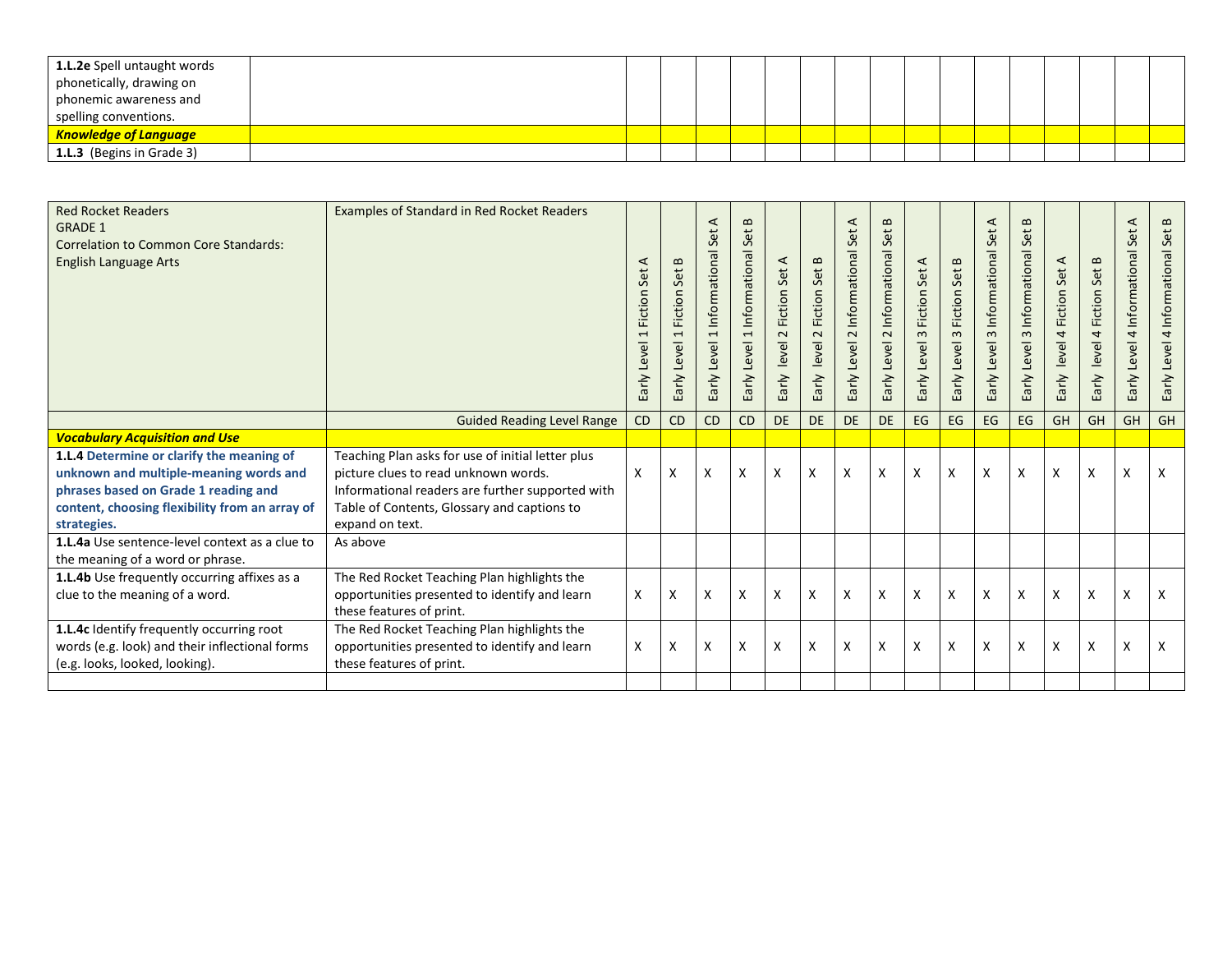| | | | | | | | | | | | | | | | | | | |
|---|---|---|---|---|---|---|---|---|---|---|---|---|---|---|---|---|---|---|
| **1.L.2e** Spell untaught words phonetically, drawing on phonemic awareness and spelling conventions. | | | | | | | | | | | | | | | | | | |
| ***Knowledge of Language*** | | | | | | | | | | | | | | | | | | |
| **1.L.3** (Begins in Grade 3) | | | | | | | | | | | | | | | | | | |

| Red Rocket Readers GRADE 1 Correlation to Common Core Standards: English Language Arts | Examples of Standard in Red Rocket Readers | Early Level 1 Fiction Set A | Early Level 1 Fiction Set B | Early Level 1 Informational Set A | Early Level 1 Informational Set B | Early level 2 Fiction Set A | Early level 2 Fiction Set B | Early Level 2 Informational Set A | Early Level 2 Informational Set B | Early Level 3 Fiction Set A | Early Level 3 Fiction Set B | Early Level 3 Informational Set A | Early Level 3 Informational Set B | Early level 4 Fiction Set A | Early level 4 Fiction Set B | Early Level 4 Informational Set A | Early Level 4 Informational Set B |
|---|---|---|---|---|---|---|---|---|---|---|---|---|---|---|---|---|---|
| | Guided Reading Level Range | CD | CD | CD | CD | DE | DE | DE | DE | EG | EG | EG | EG | GH | GH | GH | GH |
| ***Vocabulary Acquisition and Use*** | | | | | | | | | | | | | | | | | |
| **1.L.4 Determine or clarify the meaning of unknown and multiple-meaning words and phrases based on Grade 1 reading and content, choosing flexibility from an array of strategies.** | Teaching Plan asks for use of initial letter plus picture clues to read unknown words. Informational readers are further supported with Table of Contents, Glossary and captions to expand on text. | X | X | X | X | X | X | X | X | X | X | X | X | X | X | X | X |
| **1.L.4a** Use sentence-level context as a clue to the meaning of a word or phrase. | As above | | | | | | | | | | | | | | | | |
| **1.L.4b** Use frequently occurring affixes as a clue to the meaning of a word. | The Red Rocket Teaching Plan highlights the opportunities presented to identify and learn these features of print. | X | X | X | X | X | X | X | X | X | X | X | X | X | X | X | X |
| **1.L.4c** Identify frequently occurring root words (e.g. look) and their inflectional forms (e.g. looks, looked, looking). | The Red Rocket Teaching Plan highlights the opportunities presented to identify and learn these features of print. | X | X | X | X | X | X | X | X | X | X | X | X | X | X | X | X |
| | | | | | | | | | | | | | | | | | |